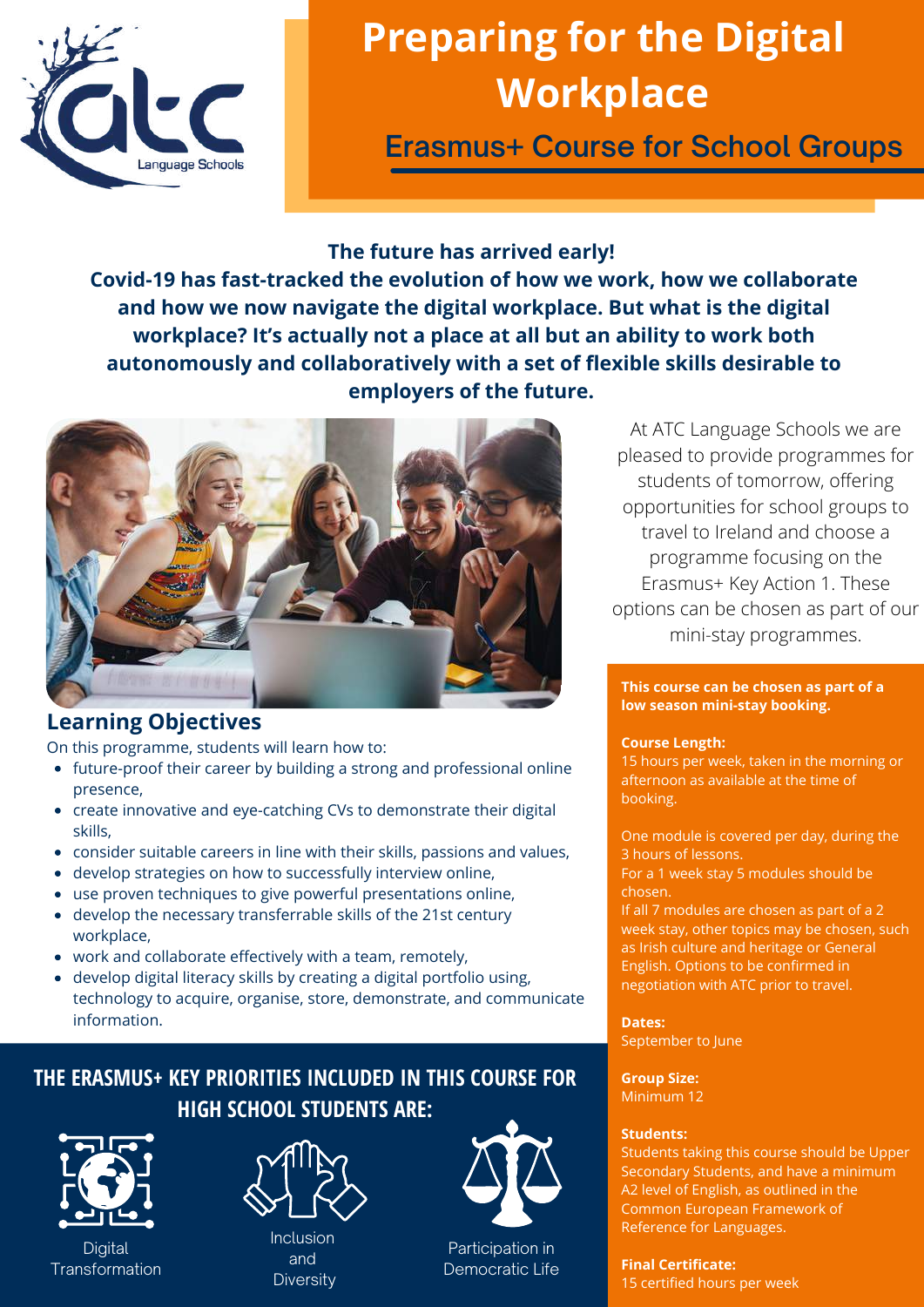# Preparing for the Digital Workplace

## Erasmus+ Course for School Groups

**The future has arrived early!**
**Covid-19 has fast-tracked the evolution of how we work, how we collaborate and how we now navigate the digital workplace. But what is the digital workplace? It's actually not a place at all but an ability to work both autonomously and collaboratively with a set of flexible skills desirable to employers of the future.**

At ATC Language Schools we are pleased to provide programmes for students of tomorrow, offering opportunities for school groups to travel to Ireland and choose a programme focusing on the Erasmus+ Key Action 1. These options can be chosen as part of our mini-stay programmes.

## Learning Objectives

On this programme, students will learn how to:

- future-proof their career by building a strong and professional online presence,
- create innovative and eye-catching CVs to demonstrate their digital skills,
- consider suitable careers in line with their skills, passions and values,
- develop strategies on how to successfully interview online,
- use proven techniques to give powerful presentations online,
- develop the necessary transferrable skills of the 21st century workplace,
- work and collaborate effectively with a team, remotely,
- develop digital literacy skills by creating a digital portfolio using, technology to acquire, organise, store, demonstrate, and communicate information.

**This course can be chosen as part of a low season mini-stay booking.**

**Course Length:**
15 hours per week, taken in the morning or afternoon as available at the time of booking.

One module is covered per day, during the 3 hours of lessons.
For a 1 week stay 5 modules should be chosen.
If all 7 modules are chosen as part of a 2 week stay, other topics may be chosen, such as Irish culture and heritage or General English. Options to be confirmed in negotiation with ATC prior to travel.

**Dates:**
September to June

**Group Size:**
Minimum 12

**Students:**
Students taking this course should be Upper Secondary Students, and have a minimum A2 level of English, as outlined in the Common European Framework of Reference for Languages.

**Final Certificate:**
15 certified hours per week

## THE ERASMUS+ KEY PRIORITIES INCLUDED IN THIS COURSE FOR HIGH SCHOOL STUDENTS ARE:

- Digital Transformation
- Inclusion and Diversity
- Participation in Democratic Life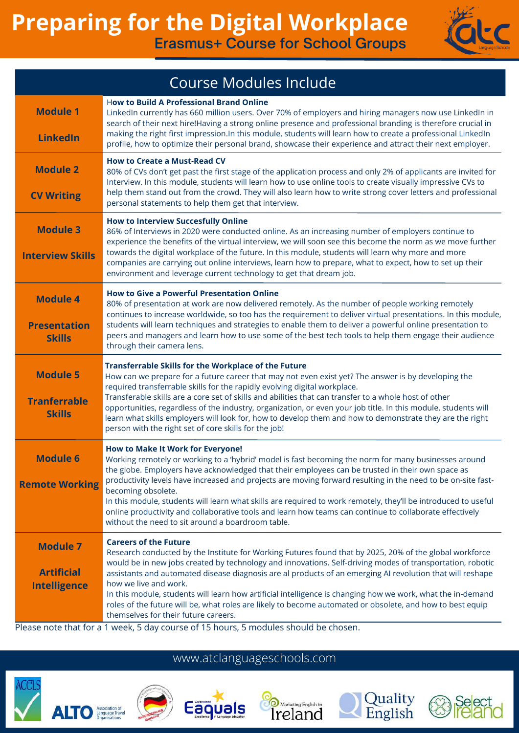# Preparing for the Digital Workplace

## Erasmus+ Course for School Groups

## Course Modules Include

| | |
|---|---|
| **Module 1**<br>**LinkedIn** | **How to Build A Professional Brand Online**<br>LinkedIn currently has 660 million users. Over 70% of employers and hiring managers now use LinkedIn in search of their next hire!Having a strong online presence and professional branding is therefore crucial in making the right first impression.In this module, students will learn how to create a professional LinkedIn profile, how to optimize their personal brand, showcase their experience and attract their next employer. |
| **Module 2**<br>**CV Writing** | **How to Create a Must-Read CV**<br>80% of CVs don't get past the first stage of the application process and only 2% of applicants are invited for Interview. In this module, students will learn how to use online tools to create visually impressive CVs to help them stand out from the crowd. They will also learn how to write strong cover letters and professional personal statements to help them get that interview. |
| **Module 3**<br>**Interview Skills** | **How to Interview Succesfully Online**<br>86% of Interviews in 2020 were conducted online. As an increasing number of employers continue to experience the benefits of the virtual interview, we will soon see this become the norm as we move further towards the digital workplace of the future. In this module, students will learn why more and more companies are carrying out online interviews, learn how to prepare, what to expect, how to set up their environment and leverage current technology to get that dream job. |
| **Module 4**<br>**Presentation Skills** | **How to Give a Powerful Presentation Online**<br>80% of presentation at work are now delivered remotely. As the number of people working remotely continues to increase worldwide, so too has the requirement to deliver virtual presentations. In this module, students will learn techniques and strategies to enable them to deliver a powerful online presentation to peers and managers and learn how to use some of the best tech tools to help them engage their audience through their camera lens. |
| **Module 5**<br>**Tranferrable Skills** | **Transferrable Skills for the Workplace of the Future**<br>How can we prepare for a future career that may not even exist yet? The answer is by developing the required transferrable skills for the rapidly evolving digital workplace.<br>Transferable skills are a core set of skills and abilities that can transfer to a whole host of other opportunities, regardless of the industry, organization, or even your job title. In this module, students will learn what skills employers will look for, how to develop them and how to demonstrate they are the right person with the right set of core skills for the job! |
| **Module 6**<br>**Remote Working** | **How to Make It Work for Everyone!**<br>Working remotely or working to a 'hybrid' model is fast becoming the norm for many businesses around the globe. Employers have acknowledged that their employees can be trusted in their own space as productivity levels have increased and projects are moving forward resulting in the need to be on-site fast-becoming obsolete.<br>In this module, students will learn what skills are required to work remotely, they'll be introduced to useful online productivity and collaborative tools and learn how teams can continue to collaborate effectively without the need to sit around a boardroom table. |
| **Module 7**<br>**Artificial Intelligence** | **Careers of the Future**<br>Research conducted by the Institute for Working Futures found that by 2025, 20% of the global workforce would be in new jobs created by technology and innovations. Self-driving modes of transportation, robotic assistants and automated disease diagnosis are al products of an emerging AI revolution that will reshape how we live and work.<br>In this module, students will learn how artificial intelligence is changing how we work, what the in-demand roles of the future will be, what roles are likely to become automated or obsolete, and how to best equip themselves for their future careers. |

Please note that for a 1 week, 5 day course of 15 hours, 5 modules should be chosen.

www.atclanguageschools.com